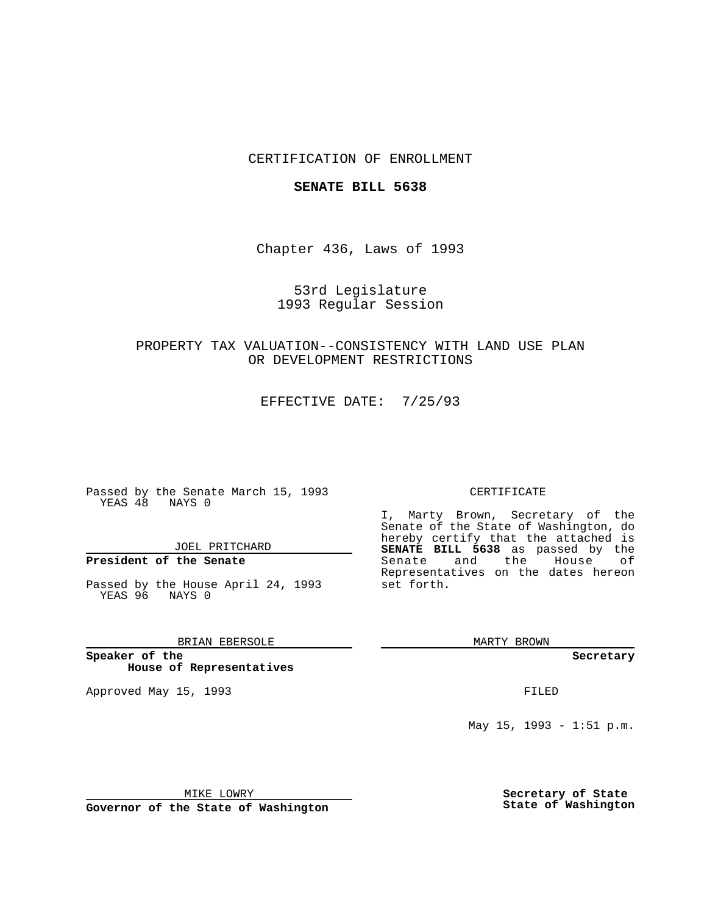CERTIFICATION OF ENROLLMENT

**SENATE BILL 5638**

Chapter 436, Laws of 1993

53rd Legislature
1993 Regular Session

PROPERTY TAX VALUATION--CONSISTENCY WITH LAND USE PLAN OR DEVELOPMENT RESTRICTIONS

EFFECTIVE DATE: 7/25/93

Passed by the Senate March 15, 1993
YEAS 48 NAYS 0

JOEL PRITCHARD

**President of the Senate**

Passed by the House April 24, 1993
YEAS 96 NAYS 0

BRIAN EBERSOLE

**Speaker of the House of Representatives**

Approved May 15, 1993

MIKE LOWRY

**Governor of the State of Washington**

CERTIFICATE

I, Marty Brown, Secretary of the Senate of the State of Washington, do hereby certify that the attached is **SENATE BILL 5638** as passed by the Senate and the House of Representatives on the dates hereon set forth.

MARTY BROWN

**Secretary**

FILED

May 15, 1993 - 1:51 p.m.

**Secretary of State State of Washington**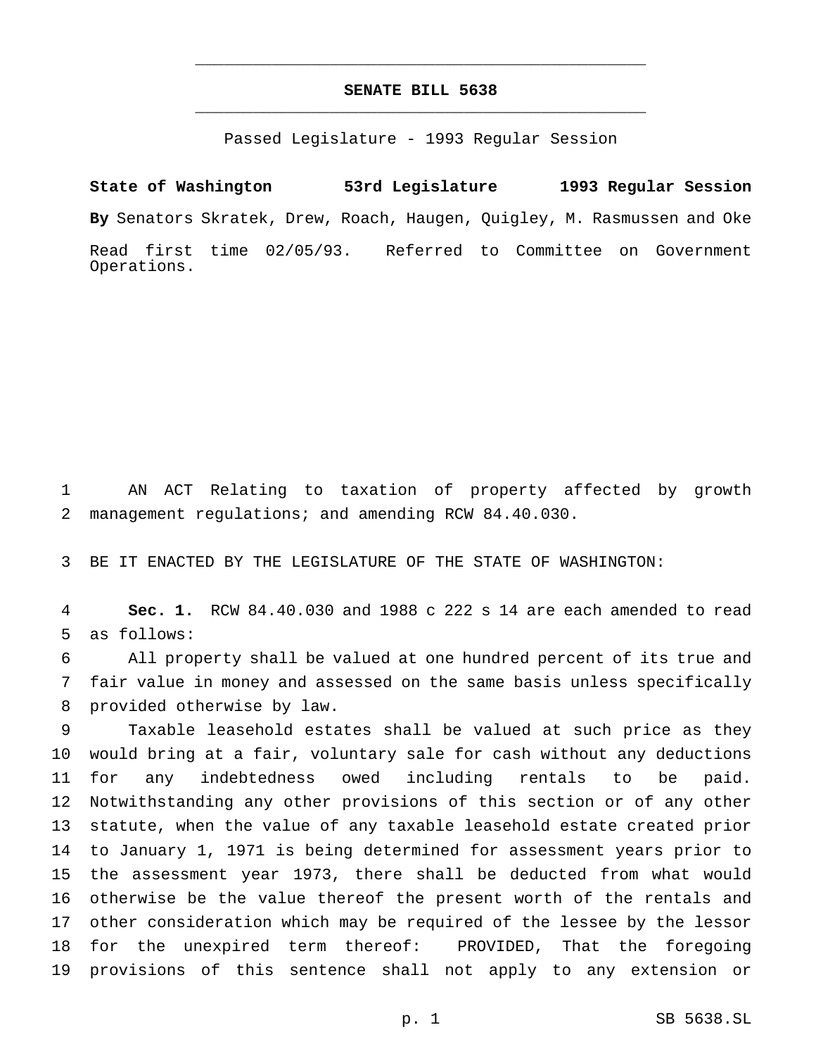# SENATE BILL 5638

Passed Legislature - 1993 Regular Session

**State of Washington 53rd Legislature 1993 Regular Session**

**By** Senators Skratek, Drew, Roach, Haugen, Quigley, M. Rasmussen and Oke

Read first time 02/05/93. Referred to Committee on Government Operations.

AN ACT Relating to taxation of property affected by growth management regulations; and amending RCW 84.40.030.

BE IT ENACTED BY THE LEGISLATURE OF THE STATE OF WASHINGTON:

**Sec. 1.** RCW 84.40.030 and 1988 c 222 s 14 are each amended to read as follows:

All property shall be valued at one hundred percent of its true and fair value in money and assessed on the same basis unless specifically provided otherwise by law.

Taxable leasehold estates shall be valued at such price as they would bring at a fair, voluntary sale for cash without any deductions for any indebtedness owed including rentals to be paid. Notwithstanding any other provisions of this section or of any other statute, when the value of any taxable leasehold estate created prior to January 1, 1971 is being determined for assessment years prior to the assessment year 1973, there shall be deducted from what would otherwise be the value thereof the present worth of the rentals and other consideration which may be required of the lessee by the lessor for the unexpired term thereof: PROVIDED, That the foregoing provisions of this sentence shall not apply to any extension or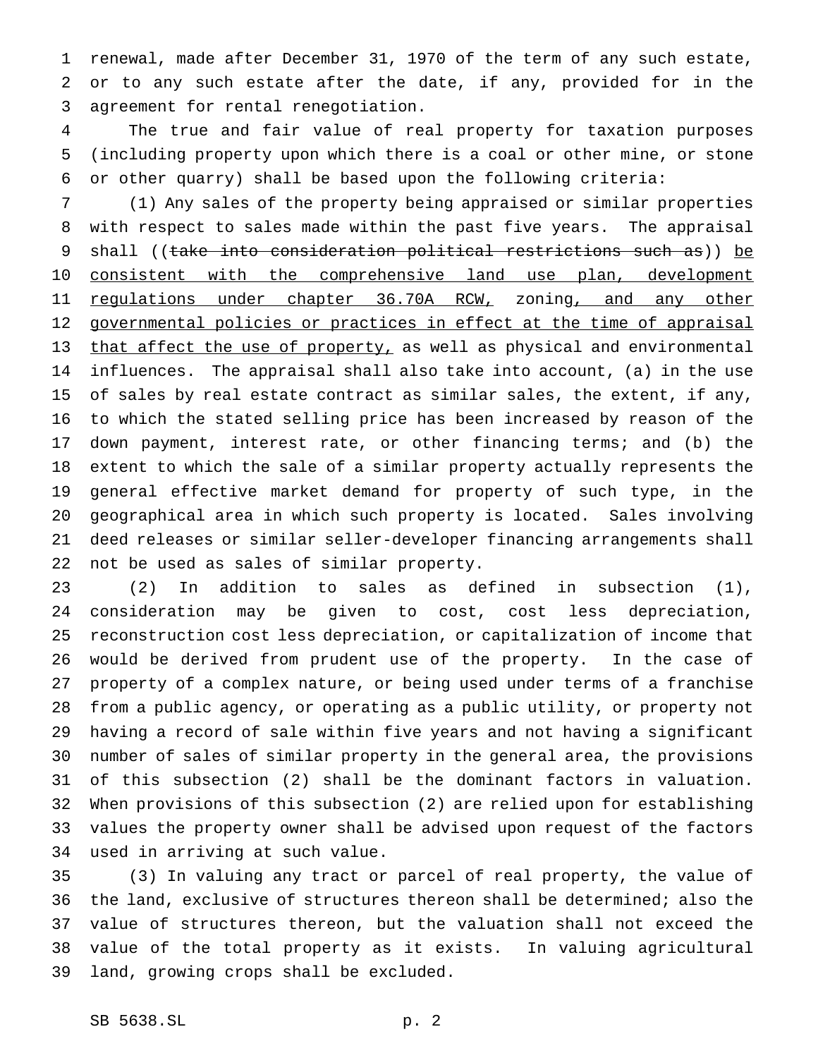renewal, made after December 31, 1970 of the term of any such estate, or to any such estate after the date, if any, provided for in the agreement for rental renegotiation.

The true and fair value of real property for taxation purposes (including property upon which there is a coal or other mine, or stone or other quarry) shall be based upon the following criteria:

(1) Any sales of the property being appraised or similar properties with respect to sales made within the past five years. The appraisal shall ((~~take into consideration political restrictions such as~~)) be consistent with the comprehensive land use plan, development regulations under chapter 36.70A RCW, zoning, and any other governmental policies or practices in effect at the time of appraisal that affect the use of property, as well as physical and environmental influences. The appraisal shall also take into account, (a) in the use of sales by real estate contract as similar sales, the extent, if any, to which the stated selling price has been increased by reason of the down payment, interest rate, or other financing terms; and (b) the extent to which the sale of a similar property actually represents the general effective market demand for property of such type, in the geographical area in which such property is located. Sales involving deed releases or similar seller-developer financing arrangements shall not be used as sales of similar property.

(2) In addition to sales as defined in subsection (1), consideration may be given to cost, cost less depreciation, reconstruction cost less depreciation, or capitalization of income that would be derived from prudent use of the property. In the case of property of a complex nature, or being used under terms of a franchise from a public agency, or operating as a public utility, or property not having a record of sale within five years and not having a significant number of sales of similar property in the general area, the provisions of this subsection (2) shall be the dominant factors in valuation. When provisions of this subsection (2) are relied upon for establishing values the property owner shall be advised upon request of the factors used in arriving at such value.

(3) In valuing any tract or parcel of real property, the value of the land, exclusive of structures thereon shall be determined; also the value of structures thereon, but the valuation shall not exceed the value of the total property as it exists. In valuing agricultural land, growing crops shall be excluded.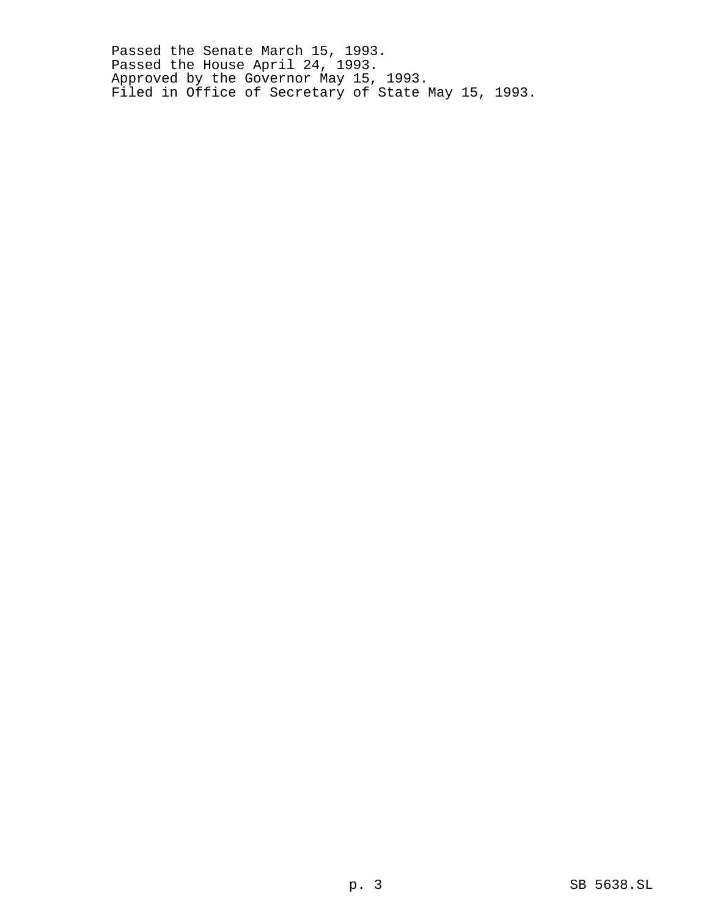Passed the Senate March 15, 1993.
Passed the House April 24, 1993.
Approved by the Governor May 15, 1993.
Filed in Office of Secretary of State May 15, 1993.